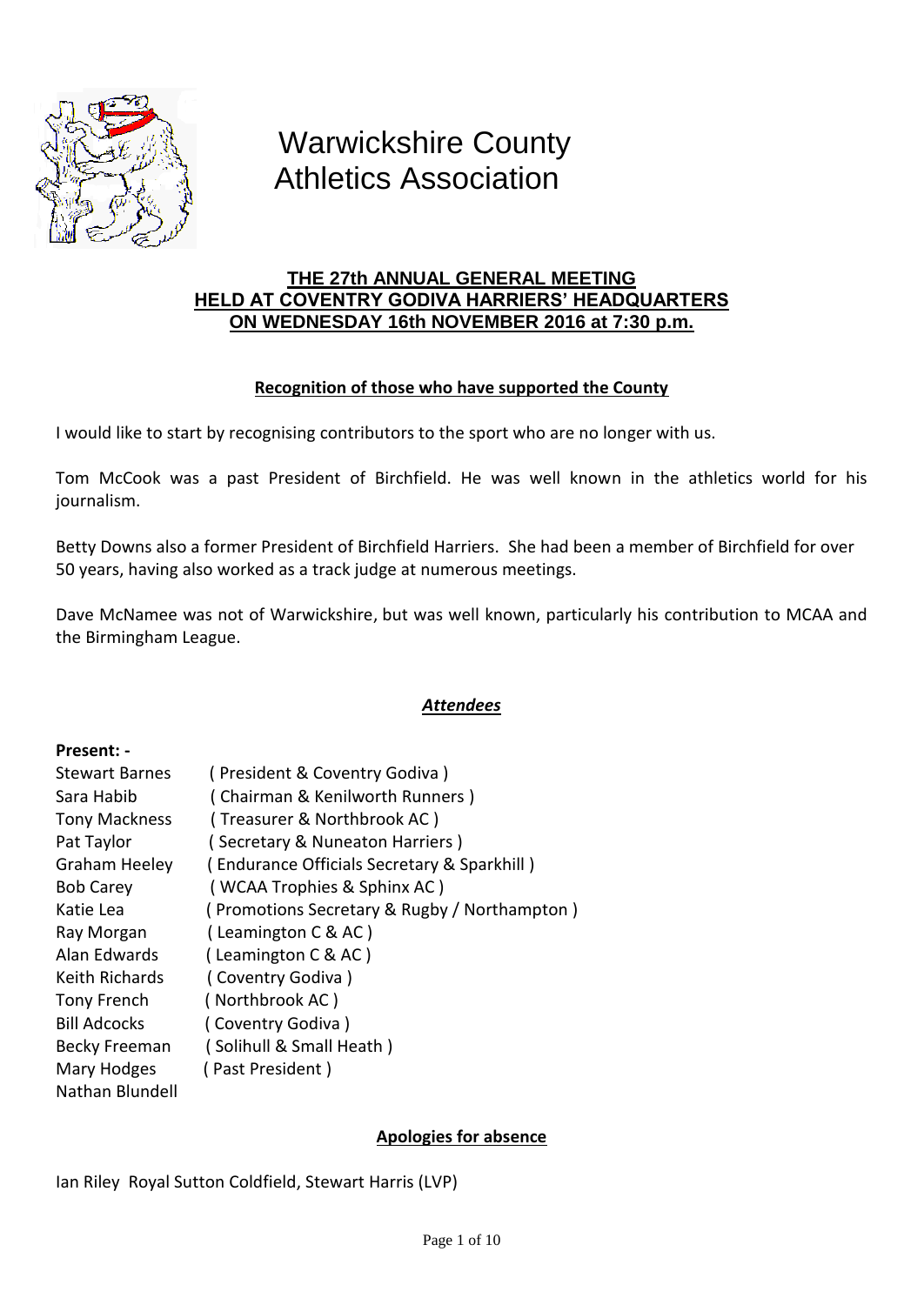# Warwickshire County Athletics Association

## THE 27th ANNUAL GENERAL MEETING HELD AT COVENTRY GODIVA HARRIERS' HEADQUARTERS ON WEDNESDAY 16th NOVEMBER 2016 at 7:30 p.m.

### Recognition of those who have supported the County

I would like to start by recognising contributors to the sport who are no longer with us.

Tom McCook was a past President of Birchfield. He was well known in the athletics world for his journalism.

Betty Downs also a former President of Birchfield Harriers. She had been a member of Birchfield for over 50 years, having also worked as a track judge at numerous meetings.

Dave McNamee was not of Warwickshire, but was well known, particularly his contribution to MCAA and the Birmingham League.

### *Attendees*

**Present: -**

Stewart Barnes ( President & Coventry Godiva )
Sara Habib ( Chairman & Kenilworth Runners )
Tony Mackness ( Treasurer & Northbrook AC )
Pat Taylor ( Secretary & Nuneaton Harriers )
Graham Heeley ( Endurance Officials Secretary & Sparkhill )
Bob Carey ( WCAA Trophies & Sphinx AC )
Katie Lea ( Promotions Secretary & Rugby / Northampton )
Ray Morgan ( Leamington C & AC )
Alan Edwards ( Leamington C & AC )
Keith Richards ( Coventry Godiva )
Tony French ( Northbrook AC )
Bill Adcocks ( Coventry Godiva )
Becky Freeman ( Solihull & Small Heath )
Mary Hodges ( Past President )
Nathan Blundell

### Apologies for absence

Ian Riley Royal Sutton Coldfield, Stewart Harris (LVP)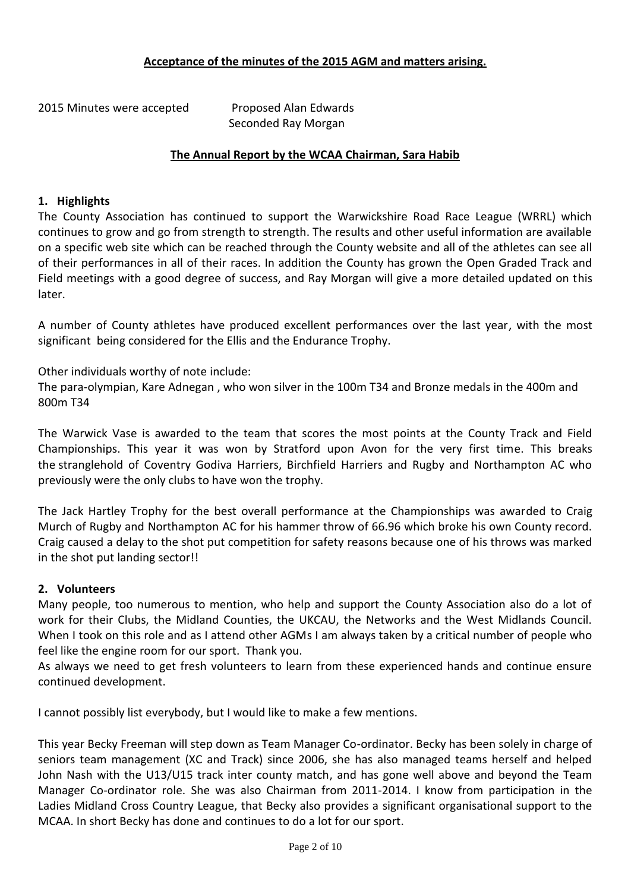## Acceptance of the minutes of the 2015 AGM and matters arising.

2015 Minutes were accepted Proposed Alan Edwards
Seconded Ray Morgan

## The Annual Report by the WCAA Chairman, Sara Habib

### 1. Highlights

The County Association has continued to support the Warwickshire Road Race League (WRRL) which continues to grow and go from strength to strength. The results and other useful information are available on a specific web site which can be reached through the County website and all of the athletes can see all of their performances in all of their races. In addition the County has grown the Open Graded Track and Field meetings with a good degree of success, and Ray Morgan will give a more detailed updated on this later.

A number of County athletes have produced excellent performances over the last year, with the most significant being considered for the Ellis and the Endurance Trophy.

Other individuals worthy of note include:
The para-olympian, Kare Adnegan , who won silver in the 100m T34 and Bronze medals in the 400m and 800m T34

The Warwick Vase is awarded to the team that scores the most points at the County Track and Field Championships. This year it was won by Stratford upon Avon for the very first time. This breaks the stranglehold of Coventry Godiva Harriers, Birchfield Harriers and Rugby and Northampton AC who previously were the only clubs to have won the trophy.

The Jack Hartley Trophy for the best overall performance at the Championships was awarded to Craig Murch of Rugby and Northampton AC for his hammer throw of 66.96 which broke his own County record. Craig caused a delay to the shot put competition for safety reasons because one of his throws was marked in the shot put landing sector!!

### 2. Volunteers

Many people, too numerous to mention, who help and support the County Association also do a lot of work for their Clubs, the Midland Counties, the UKCAU, the Networks and the West Midlands Council. When I took on this role and as I attend other AGMs I am always taken by a critical number of people who feel like the engine room for our sport. Thank you.
As always we need to get fresh volunteers to learn from these experienced hands and continue ensure continued development.

I cannot possibly list everybody, but I would like to make a few mentions.

This year Becky Freeman will step down as Team Manager Co-ordinator. Becky has been solely in charge of seniors team management (XC and Track) since 2006, she has also managed teams herself and helped John Nash with the U13/U15 track inter county match, and has gone well above and beyond the Team Manager Co-ordinator role. She was also Chairman from 2011-2014. I know from participation in the Ladies Midland Cross Country League, that Becky also provides a significant organisational support to the MCAA. In short Becky has done and continues to do a lot for our sport.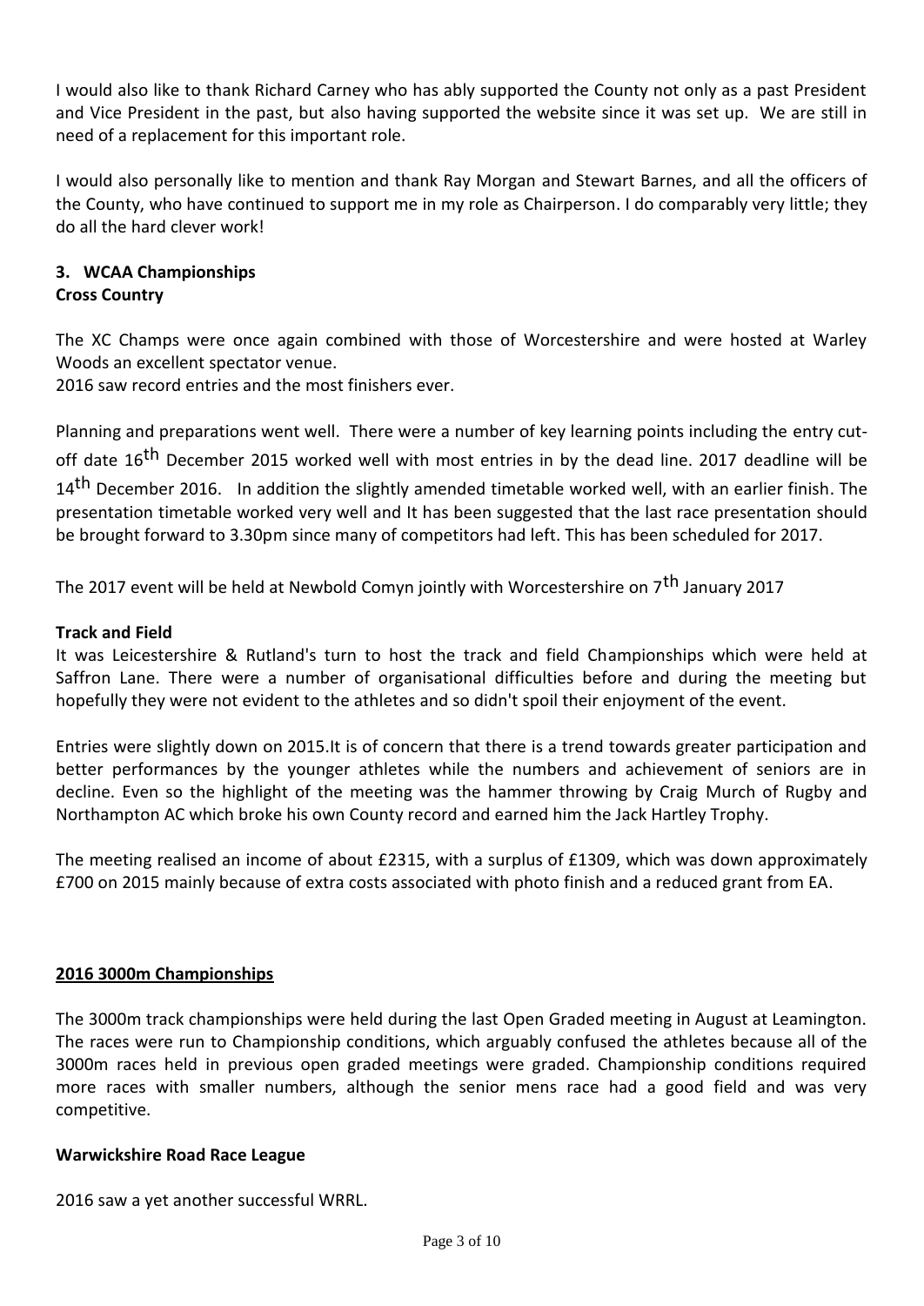I would also like to thank Richard Carney who has ably supported the County not only as a past President and Vice President in the past, but also having supported the website since it was set up. We are still in need of a replacement for this important role.

I would also personally like to mention and thank Ray Morgan and Stewart Barnes, and all the officers of the County, who have continued to support me in my role as Chairperson. I do comparably very little; they do all the hard clever work!

## 3. WCAA Championships

### Cross Country

The XC Champs were once again combined with those of Worcestershire and were hosted at Warley Woods an excellent spectator venue.
2016 saw record entries and the most finishers ever.

Planning and preparations went well. There were a number of key learning points including the entry cut-off date 16th December 2015 worked well with most entries in by the dead line. 2017 deadline will be 14th December 2016. In addition the slightly amended timetable worked well, with an earlier finish. The presentation timetable worked very well and It has been suggested that the last race presentation should be brought forward to 3.30pm since many of competitors had left. This has been scheduled for 2017.

The 2017 event will be held at Newbold Comyn jointly with Worcestershire on 7th January 2017

### Track and Field

It was Leicestershire & Rutland's turn to host the track and field Championships which were held at Saffron Lane. There were a number of organisational difficulties before and during the meeting but hopefully they were not evident to the athletes and so didn't spoil their enjoyment of the event.

Entries were slightly down on 2015.It is of concern that there is a trend towards greater participation and better performances by the younger athletes while the numbers and achievement of seniors are in decline. Even so the highlight of the meeting was the hammer throwing by Craig Murch of Rugby and Northampton AC which broke his own County record and earned him the Jack Hartley Trophy.

The meeting realised an income of about £2315, with a surplus of £1309, which was down approximately £700 on 2015 mainly because of extra costs associated with photo finish and a reduced grant from EA.

### 2016 3000m Championships

The 3000m track championships were held during the last Open Graded meeting in August at Leamington. The races were run to Championship conditions, which arguably confused the athletes because all of the 3000m races held in previous open graded meetings were graded. Championship conditions required more races with smaller numbers, although the senior mens race had a good field and was very competitive.

### Warwickshire Road Race League

2016 saw a yet another successful WRRL.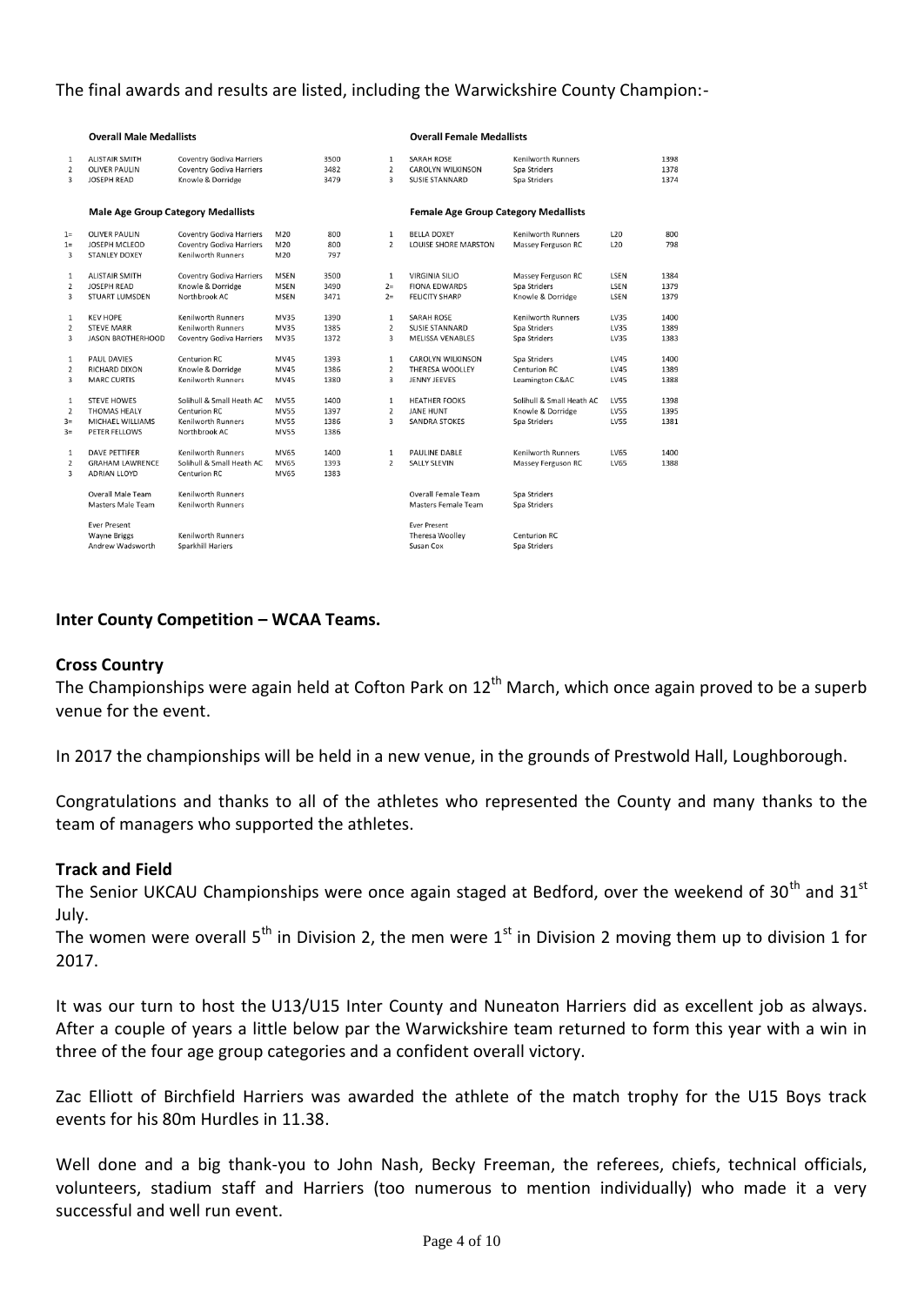The final awards and results are listed, including the Warwickshire County Champion:-

| | **Overall Male Medallists** | | | | | **Overall Female Medallists** | | | |
|---|---|---|---|---|---|---|---|---|---|
| 1 | ALISTAIR SMITH | Coventry Godiva Harriers | | 3500 | 1 | SARAH ROSE | Kenilworth Runners | | 1398 |
| 2 | OLIVER PAULIN | Coventry Godiva Harriers | | 3482 | 2 | CAROLYN WILKINSON | Spa Striders | | 1378 |
| 3 | JOSEPH READ | Knowle & Dorridge | | 3479 | 3 | SUSIE STANNARD | Spa Striders | | 1374 |
| | **Male Age Group Category Medallists** | | | | | **Female Age Group Category Medallists** | | | |
| 1= | OLIVER PAULIN | Coventry Godiva Harriers | M20 | 800 | 1 | BELLA DOXEY | Kenilworth Runners | L20 | 800 |
| 1= | JOSEPH MCLEOD | Coventry Godiva Harriers | M20 | 800 | 2 | LOUISE SHORE MARSTON | Massey Ferguson RC | L20 | 798 |
| 3 | STANLEY DOXEY | Kenilworth Runners | M20 | 797 | | | | | |
| 1 | ALISTAIR SMITH | Coventry Godiva Harriers | MSEN | 3500 | 1 | VIRGINIA SILIO | Massey Ferguson RC | LSEN | 1384 |
| 2 | JOSEPH READ | Knowle & Dorridge | MSEN | 3490 | 2= | FIONA EDWARDS | Spa Striders | LSEN | 1379 |
| 3 | STUART LUMSDEN | Northbrook AC | MSEN | 3471 | 2= | FELICITY SHARP | Knowle & Dorridge | LSEN | 1379 |
| 1 | KEV HOPE | Kenilworth Runners | MV35 | 1390 | 1 | SARAH ROSE | Kenilworth Runners | LV35 | 1400 |
| 2 | STEVE MARR | Kenilworth Runners | MV35 | 1385 | 2 | SUSIE STANNARD | Spa Striders | LV35 | 1389 |
| 3 | JASON BROTHERHOOD | Coventry Godiva Harriers | MV35 | 1372 | 3 | MELISSA VENABLES | Spa Striders | LV35 | 1383 |
| 1 | PAUL DAVIES | Centurion RC | MV45 | 1393 | 1 | CAROLYN WILKINSON | Spa Striders | LV45 | 1400 |
| 2 | RICHARD DIXON | Knowle & Dorridge | MV45 | 1386 | 2 | THERESA WOOLLEY | Centurion RC | LV45 | 1389 |
| 3 | MARC CURTIS | Kenilworth Runners | MV45 | 1380 | 3 | JENNY JEEVES | Leamington C&AC | LV45 | 1388 |
| 1 | STEVE HOWES | Solihull & Small Heath AC | MV55 | 1400 | 1 | HEATHER FOOKS | Solihull & Small Heath AC | LV55 | 1398 |
| 2 | THOMAS HEALY | Centurion RC | MV55 | 1397 | 2 | JANE HUNT | Knowle & Dorridge | LV55 | 1395 |
| 3= | MICHAEL WILLIAMS | Kenilworth Runners | MV55 | 1386 | 3 | SANDRA STOKES | Spa Striders | LV55 | 1381 |
| 3= | PETER FELLOWS | Northbrook AC | MV55 | 1386 | | | | | |
| 1 | DAVE PETTIFER | Kenilworth Runners | MV65 | 1400 | 1 | PAULINE DABLE | Kenilworth Runners | LV65 | 1400 |
| 2 | GRAHAM LAWRENCE | Solihull & Small Heath AC | MV65 | 1393 | 2 | SALLY SLEVIN | Massey Ferguson RC | LV65 | 1388 |
| 3 | ADRIAN LLOYD | Centurion RC | MV65 | 1383 | | | | | |
| | Overall Male Team | Kenilworth Runners | | | | Overall Female Team | Spa Striders | | |
| | Masters Male Team | Kenilworth Runners | | | | Masters Female Team | Spa Striders | | |
| | Ever Present | | | | | Ever Present | | | |
| | Wayne Briggs | Kenilworth Runners | | | | Theresa Woolley | Centurion RC | | |
| | Andrew Wadsworth | Sparkhill Harriers | | | | Susan Cox | Spa Striders | | |

## Inter County Competition – WCAA Teams.

### Cross Country

The Championships were again held at Cofton Park on 12th March, which once again proved to be a superb venue for the event.

In 2017 the championships will be held in a new venue, in the grounds of Prestwold Hall, Loughborough.

Congratulations and thanks to all of the athletes who represented the County and many thanks to the team of managers who supported the athletes.

### Track and Field

The Senior UKCAU Championships were once again staged at Bedford, over the weekend of 30th and 31st July.

The women were overall 5th in Division 2, the men were 1st in Division 2 moving them up to division 1 for 2017.

It was our turn to host the U13/U15 Inter County and Nuneaton Harriers did as excellent job as always. After a couple of years a little below par the Warwickshire team returned to form this year with a win in three of the four age group categories and a confident overall victory.

Zac Elliott of Birchfield Harriers was awarded the athlete of the match trophy for the U15 Boys track events for his 80m Hurdles in 11.38.

Well done and a big thank-you to John Nash, Becky Freeman, the referees, chiefs, technical officials, volunteers, stadium staff and Harriers (too numerous to mention individually) who made it a very successful and well run event.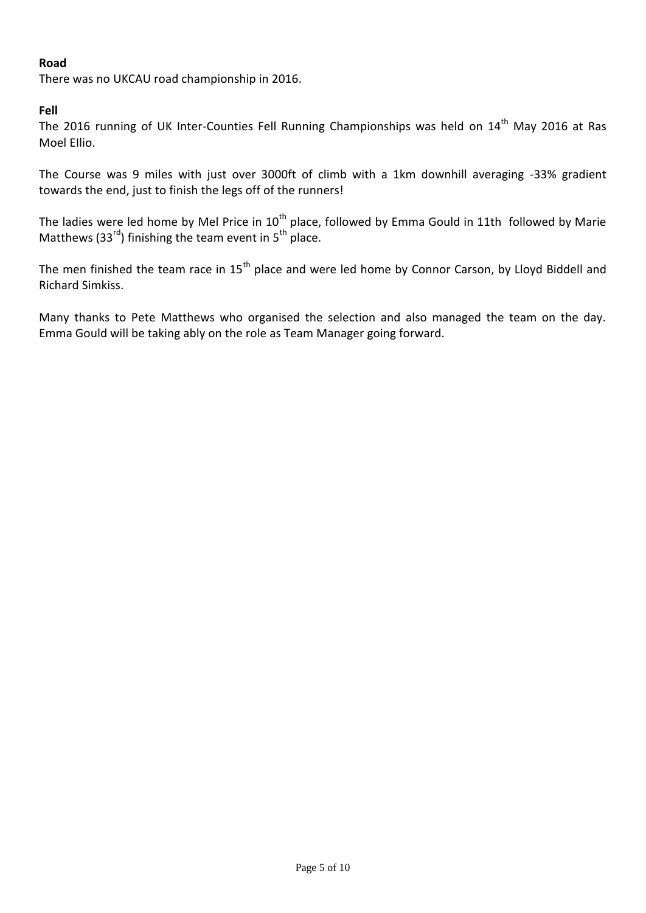**Road**

There was no UKCAU road championship in 2016.

**Fell**

The 2016 running of UK Inter-Counties Fell Running Championships was held on 14th May 2016 at Ras Moel Ellio.

The Course was 9 miles with just over 3000ft of climb with a 1km downhill averaging -33% gradient towards the end, just to finish the legs off of the runners!

The ladies were led home by Mel Price in 10th place, followed by Emma Gould in 11th followed by Marie Matthews (33rd) finishing the team event in 5th place.

The men finished the team race in 15th place and were led home by Connor Carson, by Lloyd Biddell and Richard Simkiss.

Many thanks to Pete Matthews who organised the selection and also managed the team on the day. Emma Gould will be taking ably on the role as Team Manager going forward.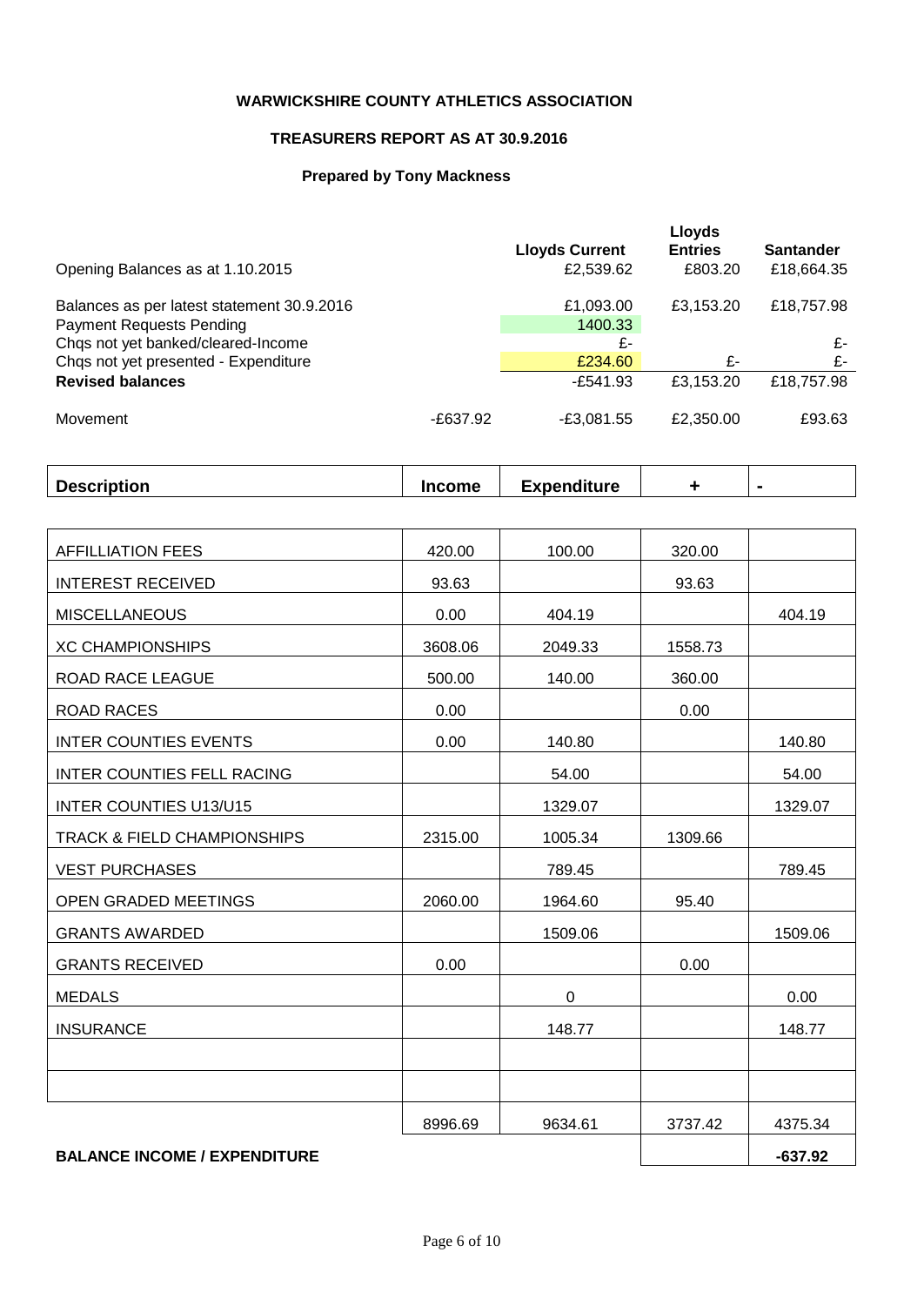**WARWICKSHIRE COUNTY ATHLETICS ASSOCIATION**

**TREASURERS REPORT AS AT 30.9.2016**

**Prepared by Tony Mackness**

| | | Lloyds Current | Lloyds Entries | Santander |
|---|---|---|---|---|
| Opening Balances as at 1.10.2015 | | £2,539.62 | £803.20 | £18,664.35 |
| Balances as per latest statement 30.9.2016 | | £1,093.00 | £3,153.20 | £18,757.98 |
| Payment Requests Pending | | 1400.33 | | |
| Chqs not yet banked/cleared-Income | | £- | | £- |
| Chqs not yet presented - Expenditure | | £234.60 | £- | £- |
| **Revised balances** | | -£541.93 | £3,153.20 | £18,757.98 |
| Movement | -£637.92 | -£3,081.55 | £2,350.00 | £93.63 |

| Description | Income | Expenditure | + | - |
|---|---|---|---|---|
| AFFILLIATION FEES | 420.00 | 100.00 | 320.00 | |
| INTEREST RECEIVED | 93.63 | | 93.63 | |
| MISCELLANEOUS | 0.00 | 404.19 | | 404.19 |
| XC CHAMPIONSHIPS | 3608.06 | 2049.33 | 1558.73 | |
| ROAD RACE LEAGUE | 500.00 | 140.00 | 360.00 | |
| ROAD RACES | 0.00 | | 0.00 | |
| INTER COUNTIES EVENTS | 0.00 | 140.80 | | 140.80 |
| INTER COUNTIES FELL RACING | | 54.00 | | 54.00 |
| INTER COUNTIES U13/U15 | | 1329.07 | | 1329.07 |
| TRACK & FIELD CHAMPIONSHIPS | 2315.00 | 1005.34 | 1309.66 | |
| VEST PURCHASES | | 789.45 | | 789.45 |
| OPEN GRADED MEETINGS | 2060.00 | 1964.60 | 95.40 | |
| GRANTS AWARDED | | 1509.06 | | 1509.06 |
| GRANTS RECEIVED | 0.00 | | 0.00 | |
| MEDALS | | 0 | | 0.00 |
| INSURANCE | | 148.77 | | 148.77 |
| | | | | |
| | | | | |
| | 8996.69 | 9634.61 | 3737.42 | 4375.34 |
| **BALANCE INCOME / EXPENDITURE** | | | | **-637.92** |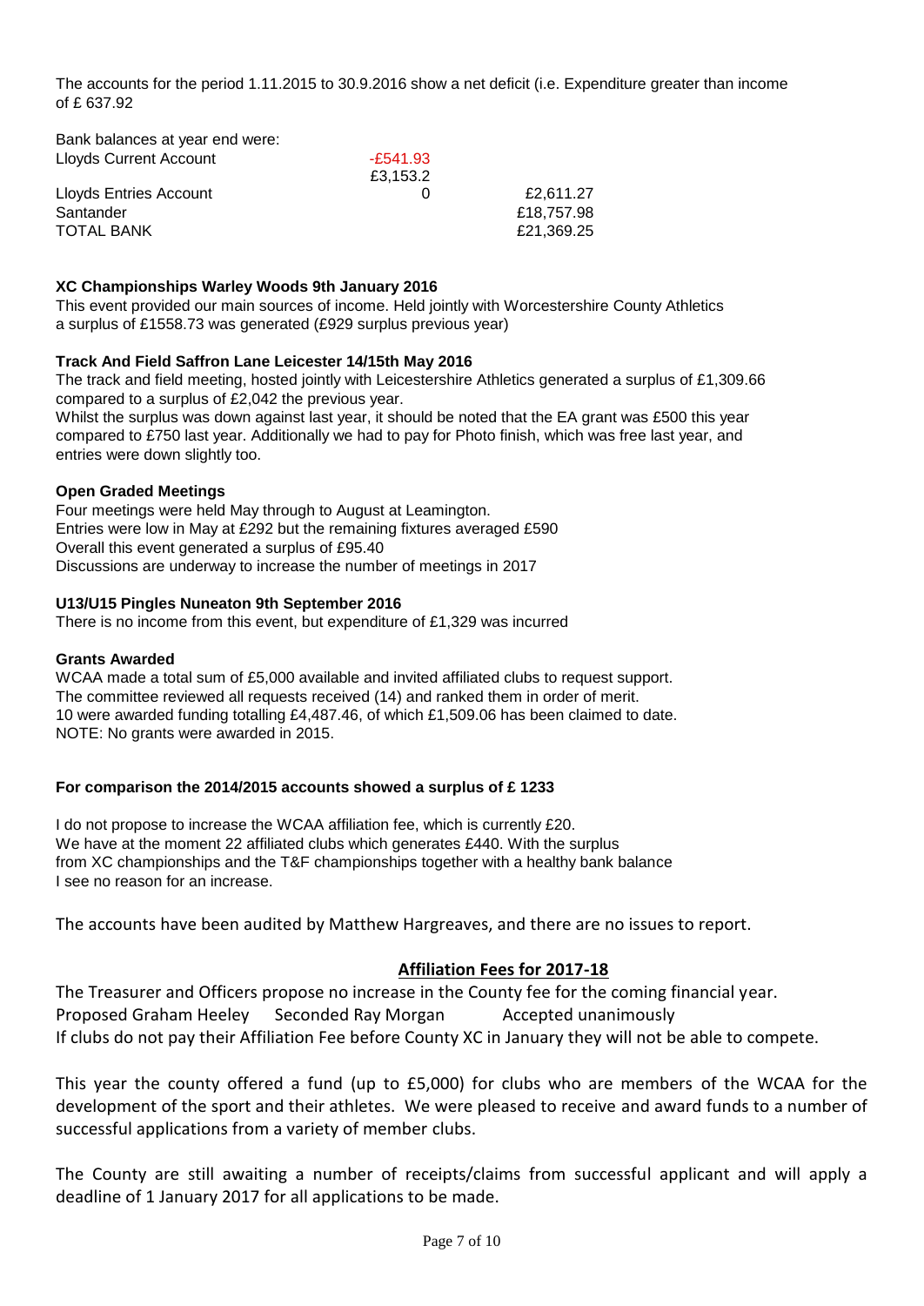The accounts for the period 1.11.2015 to 30.9.2016 show a net deficit (i.e. Expenditure greater than income of £ 637.92

Bank balances at year end were:

| | | |
|---|---|---|
| Lloyds Current Account | -£541.93 | |
| | £3,153.2 | |
| Lloyds Entries Account | 0 | £2,611.27 |
| Santander | | £18,757.98 |
| TOTAL BANK | | £21,369.25 |

**XC Championships Warley Woods 9th January 2016**

This event provided our main sources of income. Held jointly with Worcestershire County Athletics a surplus of £1558.73 was generated (£929 surplus previous year)

**Track And Field Saffron Lane Leicester 14/15th May 2016**

The track and field meeting, hosted jointly with Leicestershire Athletics generated a surplus of £1,309.66 compared to a surplus of £2,042 the previous year.

Whilst the surplus was down against last year, it should be noted that the EA grant was £500 this year compared to £750 last year. Additionally we had to pay for Photo finish, which was free last year, and entries were down slightly too.

**Open Graded Meetings**

Four meetings were held May through to August at Leamington.
Entries were low in May at £292 but the remaining fixtures averaged £590
Overall this event generated a surplus of £95.40
Discussions are underway to increase the number of meetings in 2017

**U13/U15 Pingles Nuneaton 9th September 2016**

There is no income from this event, but expenditure of £1,329 was incurred

**Grants Awarded**

WCAA made a total sum of £5,000 available and invited affiliated clubs to request support.
The committee reviewed all requests received (14) and ranked them in order of merit.
10 were awarded funding totalling £4,487.46, of which £1,509.06 has been claimed to date.
NOTE: No grants were awarded in 2015.

**For comparison the 2014/2015 accounts showed a surplus of £ 1233**

I do not propose to increase the WCAA affiliation fee, which is currently £20.
We have at the moment 22 affiliated clubs which generates £440. With the surplus from XC championships and the T&F championships together with a healthy bank balance I see no reason for an increase.

The accounts have been audited by Matthew Hargreaves, and there are no issues to report.

## Affiliation Fees for 2017-18

The Treasurer and Officers propose no increase in the County fee for the coming financial year.
Proposed Graham Heeley Seconded Ray Morgan Accepted unanimously
If clubs do not pay their Affiliation Fee before County XC in January they will not be able to compete.

This year the county offered a fund (up to £5,000) for clubs who are members of the WCAA for the development of the sport and their athletes. We were pleased to receive and award funds to a number of successful applications from a variety of member clubs.

The County are still awaiting a number of receipts/claims from successful applicant and will apply a deadline of 1 January 2017 for all applications to be made.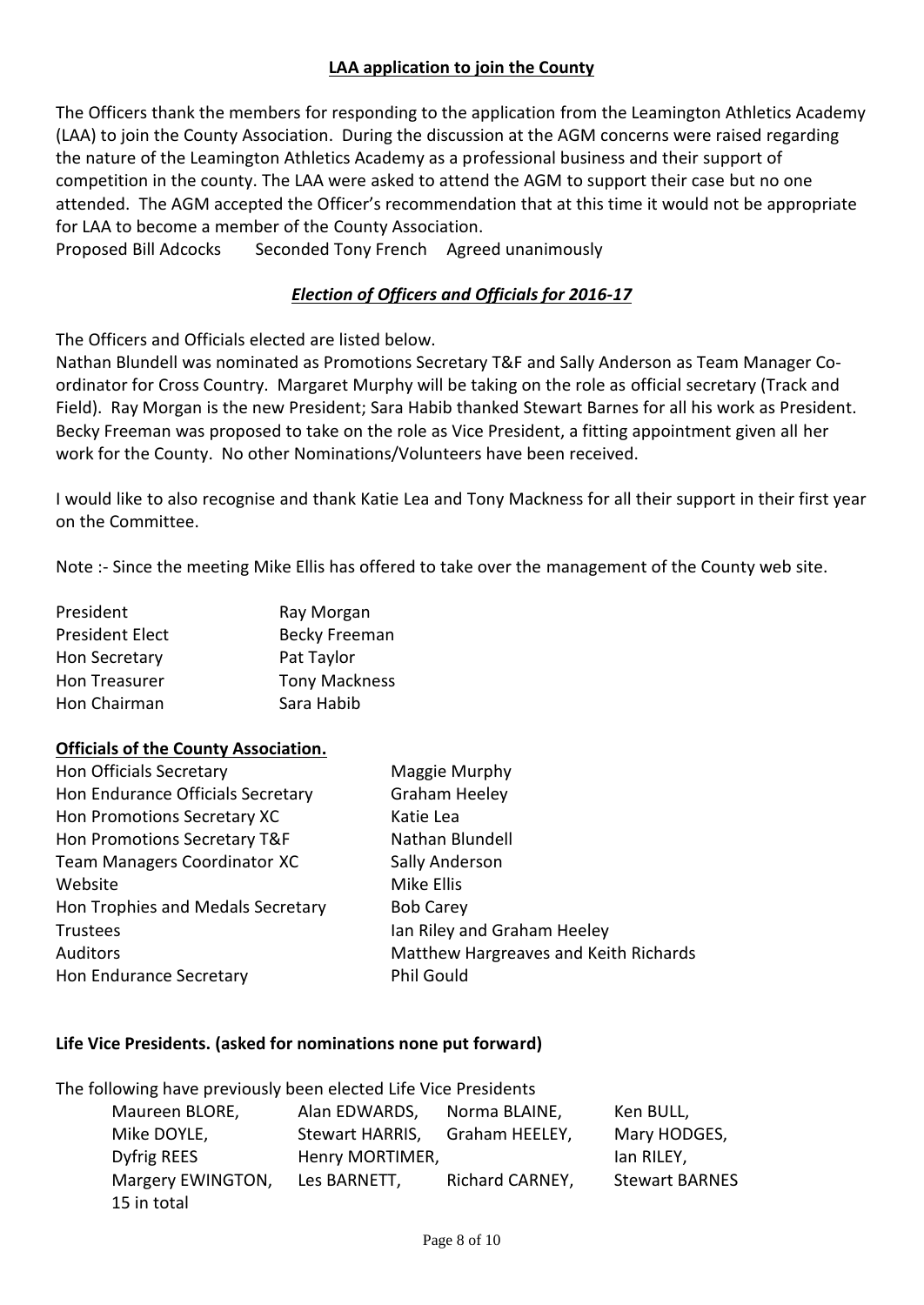**LAA application to join the County**

The Officers thank the members for responding to the application from the Leamington Athletics Academy (LAA) to join the County Association. During the discussion at the AGM concerns were raised regarding the nature of the Leamington Athletics Academy as a professional business and their support of competition in the county. The LAA were asked to attend the AGM to support their case but no one attended. The AGM accepted the Officer's recommendation that at this time it would not be appropriate for LAA to become a member of the County Association.

Proposed Bill Adcocks Seconded Tony French Agreed unanimously

***Election of Officers and Officials for 2016-17***

The Officers and Officials elected are listed below.

Nathan Blundell was nominated as Promotions Secretary T&F and Sally Anderson as Team Manager Co-ordinator for Cross Country. Margaret Murphy will be taking on the role as official secretary (Track and Field). Ray Morgan is the new President; Sara Habib thanked Stewart Barnes for all his work as President. Becky Freeman was proposed to take on the role as Vice President, a fitting appointment given all her work for the County. No other Nominations/Volunteers have been received.

I would like to also recognise and thank Katie Lea and Tony Mackness for all their support in their first year on the Committee.

Note :- Since the meeting Mike Ellis has offered to take over the management of the County web site.

| | |
|---|---|
| President | Ray Morgan |
| President Elect | Becky Freeman |
| Hon Secretary | Pat Taylor |
| Hon Treasurer | Tony Mackness |
| Hon Chairman | Sara Habib |

**Officials of the County Association.**

| | |
|---|---|
| Hon Officials Secretary | Maggie Murphy |
| Hon Endurance Officials Secretary | Graham Heeley |
| Hon Promotions Secretary XC | Katie Lea |
| Hon Promotions Secretary T&F | Nathan Blundell |
| Team Managers Coordinator XC | Sally Anderson |
| Website | Mike Ellis |
| Hon Trophies and Medals Secretary | Bob Carey |
| Trustees | Ian Riley and Graham Heeley |
| Auditors | Matthew Hargreaves and Keith Richards |
| Hon Endurance Secretary | Phil Gould |

**Life Vice Presidents. (asked for nominations none put forward)**

The following have previously been elected Life Vice Presidents

| | | | |
|---|---|---|---|
| Maureen BLORE, | Alan EDWARDS, | Norma BLAINE, | Ken BULL, |
| Mike DOYLE, | Stewart HARRIS, | Graham HEELEY, | Mary HODGES, |
| Dyfrig REES | Henry MORTIMER, | | Ian RILEY, |
| Margery EWINGTON, | Les BARNETT, | Richard CARNEY, | Stewart BARNES |

15 in total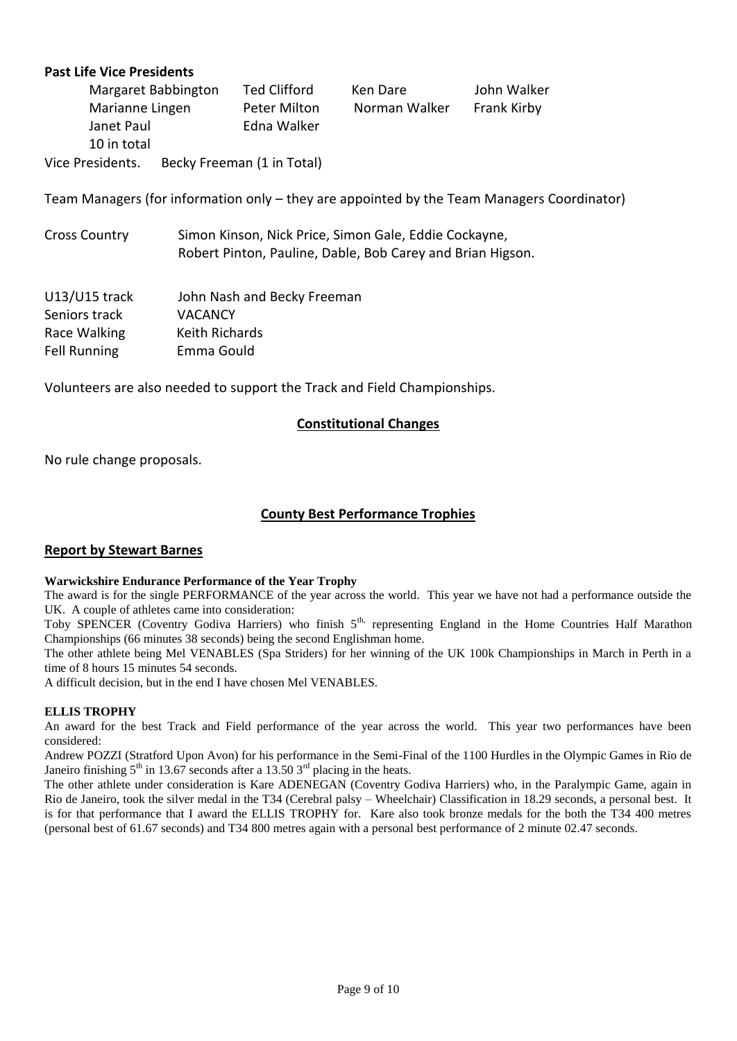**Past Life Vice Presidents**

| | | | |
|---|---|---|---|
| Margaret Babbington | Ted Clifford | Ken Dare | John Walker |
| Marianne Lingen | Peter Milton | Norman Walker | Frank Kirby |
| Janet Paul | Edna Walker | | |
| 10 in total | | | |

Vice Presidents. Becky Freeman (1 in Total)

Team Managers (for information only – they are appointed by the Team Managers Coordinator)

| | |
|---|---|
| Cross Country | Simon Kinson, Nick Price, Simon Gale, Eddie Cockayne, Robert Pinton, Pauline, Dable, Bob Carey and Brian Higson. |
| U13/U15 track | John Nash and Becky Freeman |
| Seniors track | VACANCY |
| Race Walking | Keith Richards |
| Fell Running | Emma Gould |

Volunteers are also needed to support the Track and Field Championships.

## Constitutional Changes

No rule change proposals.

## County Best Performance Trophies

### Report by Stewart Barnes

**Warwickshire Endurance Performance of the Year Trophy**

The award is for the single PERFORMANCE of the year across the world. This year we have not had a performance outside the UK. A couple of athletes came into consideration:

Toby SPENCER (Coventry Godiva Harriers) who finish 5th, representing England in the Home Countries Half Marathon Championships (66 minutes 38 seconds) being the second Englishman home.

The other athlete being Mel VENABLES (Spa Striders) for her winning of the UK 100k Championships in March in Perth in a time of 8 hours 15 minutes 54 seconds.

A difficult decision, but in the end I have chosen Mel VENABLES.

**ELLIS TROPHY**

An award for the best Track and Field performance of the year across the world. This year two performances have been considered:

Andrew POZZI (Stratford Upon Avon) for his performance in the Semi-Final of the 1100 Hurdles in the Olympic Games in Rio de Janeiro finishing 5th in 13.67 seconds after a 13.50 3rd placing in the heats.

The other athlete under consideration is Kare ADENEGAN (Coventry Godiva Harriers) who, in the Paralympic Game, again in Rio de Janeiro, took the silver medal in the T34 (Cerebral palsy – Wheelchair) Classification in 18.29 seconds, a personal best. It is for that performance that I award the ELLIS TROPHY for. Kare also took bronze medals for the both the T34 400 metres (personal best of 61.67 seconds) and T34 800 metres again with a personal best performance of 2 minute 02.47 seconds.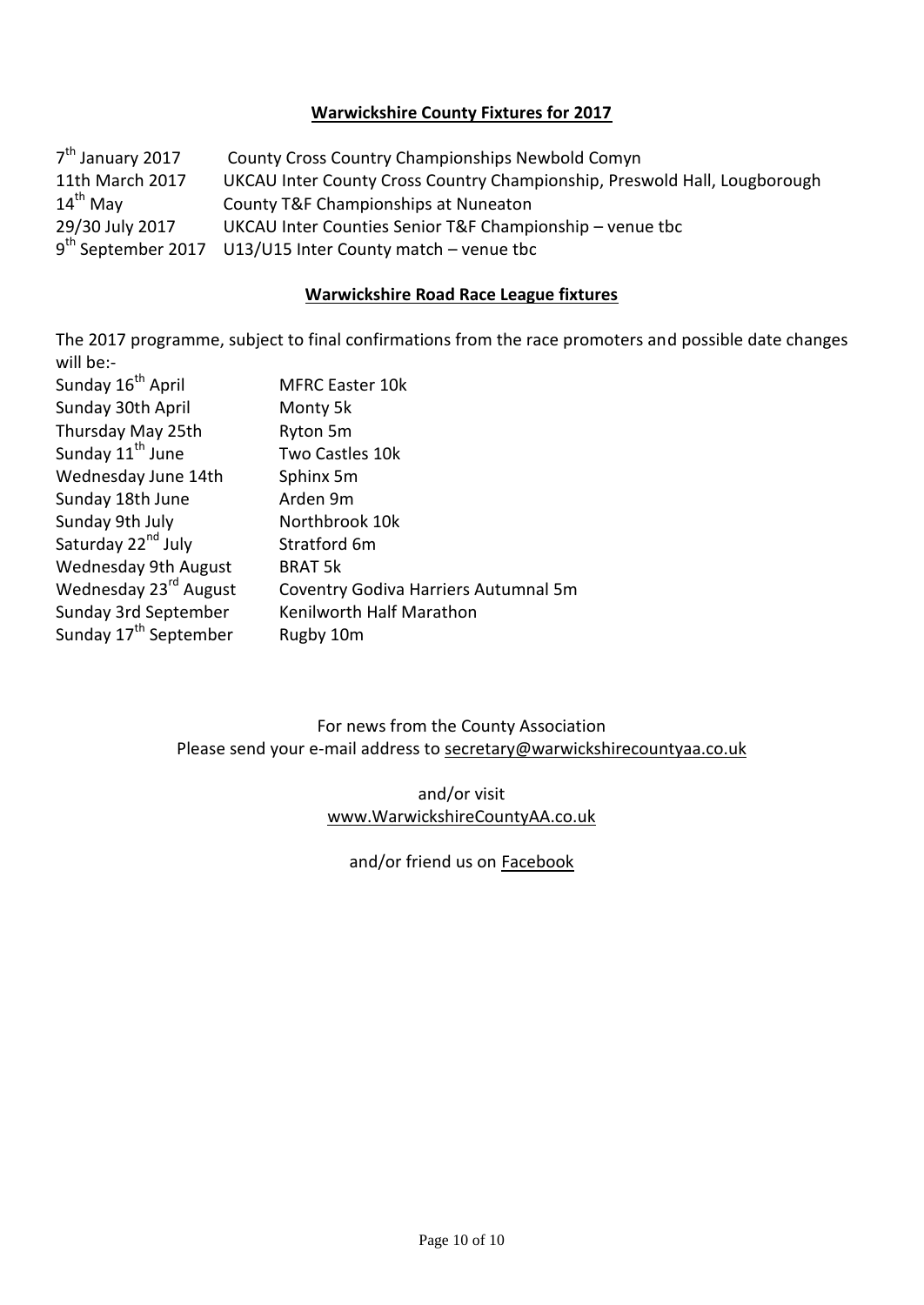## **Warwickshire County Fixtures for 2017**

| | |
|---|---|
| 7th January 2017 | County Cross Country Championships Newbold Comyn |
| 11th March 2017 | UKCAU Inter County Cross Country Championship, Preswold Hall, Lougborough |
| 14th May | County T&F Championships at Nuneaton |
| 29/30 July 2017 | UKCAU Inter Counties Senior T&F Championship – venue tbc |
| 9th September 2017 | U13/U15 Inter County match – venue tbc |

## **Warwickshire Road Race League fixtures**

The 2017 programme, subject to final confirmations from the race promoters and possible date changes will be:-

| | |
|---|---|
| Sunday 16th April | MFRC Easter 10k |
| Sunday 30th April | Monty 5k |
| Thursday May 25th | Ryton 5m |
| Sunday 11th June | Two Castles 10k |
| Wednesday June 14th | Sphinx 5m |
| Sunday 18th June | Arden 9m |
| Sunday 9th July | Northbrook 10k |
| Saturday 22nd July | Stratford 6m |
| Wednesday 9th August | BRAT 5k |
| Wednesday 23rd August | Coventry Godiva Harriers Autumnal 5m |
| Sunday 3rd September | Kenilworth Half Marathon |
| Sunday 17th September | Rugby 10m |

For news from the County Association
Please send your e-mail address to secretary@warwickshirecountyaa.co.uk

and/or visit
www.WarwickshireCountyAA.co.uk

and/or friend us on Facebook